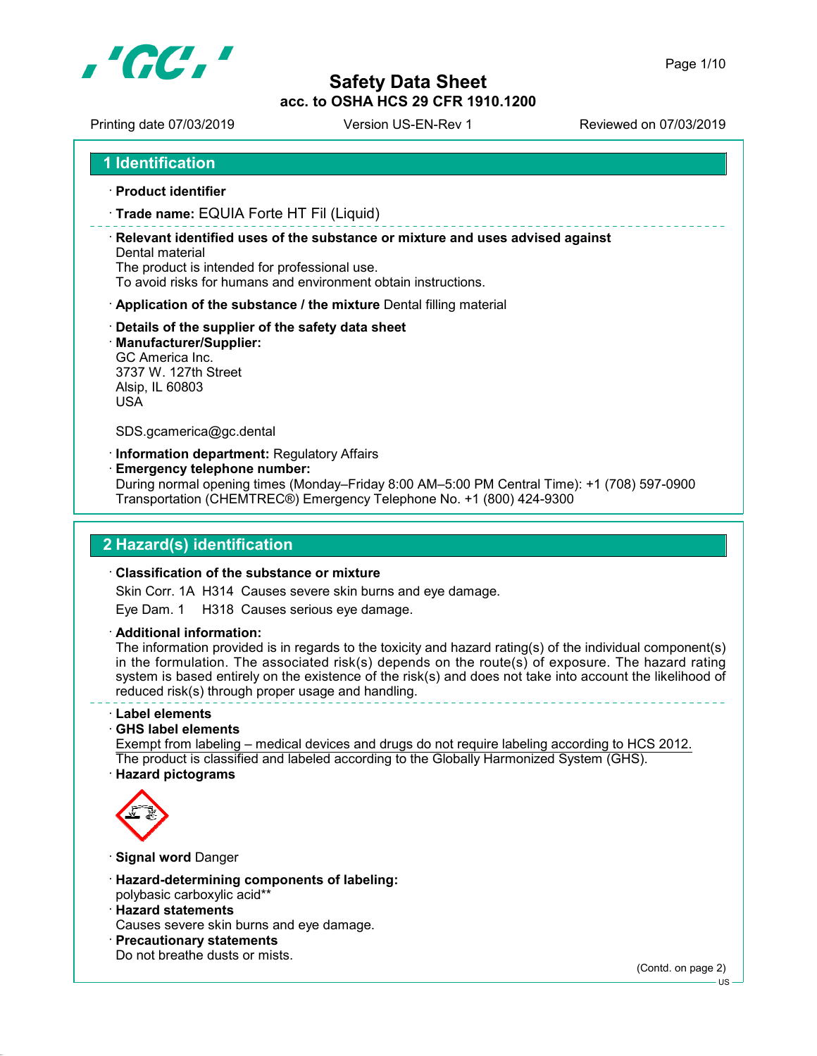# Safety Data Sheet
**acc. to OSHA HCS 29 CFR 1910.1200**

Printing date 07/03/2019 | Version US-EN-Rev 1 | Reviewed on 07/03/2019

## 1 Identification

· **Product identifier**

· **Trade name:** EQUIA Forte HT Fil (Liquid)

· **Relevant identified uses of the substance or mixture and uses advised against**
Dental material
The product is intended for professional use.
To avoid risks for humans and environment obtain instructions.

· **Application of the substance / the mixture** Dental filling material

· **Details of the supplier of the safety data sheet**
· **Manufacturer/Supplier:**
GC America Inc.
3737 W. 127th Street
Alsip, IL 60803
USA

SDS.gcamerica@gc.dental

· **Information department:** Regulatory Affairs
· **Emergency telephone number:**
During normal opening times (Monday–Friday 8:00 AM–5:00 PM Central Time): +1 (708) 597-0900
Transportation (CHEMTREC®) Emergency Telephone No. +1 (800) 424-9300

## 2 Hazard(s) identification

· **Classification of the substance or mixture**

Skin Corr. 1A H314 Causes severe skin burns and eye damage.

Eye Dam. 1 H318 Causes serious eye damage.

· **Additional information:**
The information provided is in regards to the toxicity and hazard rating(s) of the individual component(s) in the formulation. The associated risk(s) depends on the route(s) of exposure. The hazard rating system is based entirely on the existence of the risk(s) and does not take into account the likelihood of reduced risk(s) through proper usage and handling.

· **Label elements**
· **GHS label elements**
Exempt from labeling – medical devices and drugs do not require labeling according to HCS 2012.
The product is classified and labeled according to the Globally Harmonized System (GHS).
· **Hazard pictograms**

· **Signal word** Danger

· **Hazard-determining components of labeling:**
polybasic carboxylic acid**
· **Hazard statements**
Causes severe skin burns and eye damage.
· **Precautionary statements**
Do not breathe dusts or mists.

(Contd. on page 2)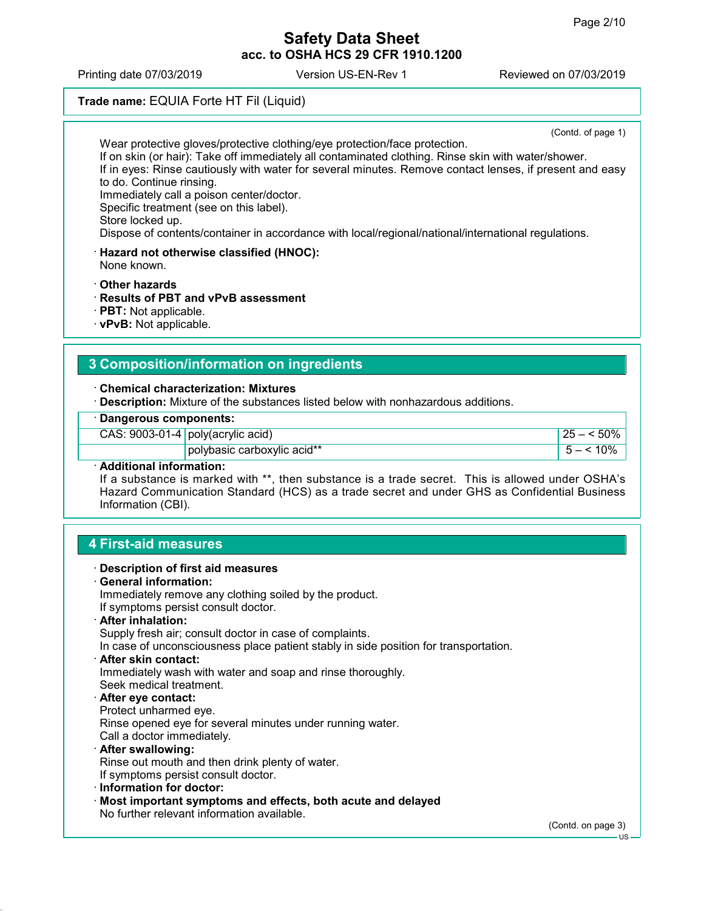Wear protective gloves/protective clothing/eye protection/face protection.
If on skin (or hair): Take off immediately all contaminated clothing. Rinse skin with water/shower.
If in eyes: Rinse cautiously with water for several minutes. Remove contact lenses, if present and easy to do. Continue rinsing.
Immediately call a poison center/doctor.
Specific treatment (see on this label).
Store locked up.
Dispose of contents/container in accordance with local/regional/national/international regulations.

· **Hazard not otherwise classified (HNOC):**
None known.

· **Other hazards**
· **Results of PBT and vPvB assessment**
· **PBT:** Not applicable.
· **vPvB:** Not applicable.

## 3 Composition/information on ingredients

· **Chemical characterization: Mixtures**
· **Description:** Mixture of the substances listed below with nonhazardous additions.

| · **Dangerous components:** | | |
|---|---|---|
| CAS: 9003-01-4 | poly(acrylic acid) | 25 – < 50% |
| | polybasic carboxylic acid** | 5 – < 10% |

· **Additional information:**
If a substance is marked with **, then substance is a trade secret. This is allowed under OSHA's Hazard Communication Standard (HCS) as a trade secret and under GHS as Confidential Business Information (CBI).

## 4 First-aid measures

· **Description of first aid measures**
· **General information:**
Immediately remove any clothing soiled by the product.
If symptoms persist consult doctor.
· **After inhalation:**
Supply fresh air; consult doctor in case of complaints.
In case of unconsciousness place patient stably in side position for transportation.
· **After skin contact:**
Immediately wash with water and soap and rinse thoroughly.
Seek medical treatment.
· **After eye contact:**
Protect unharmed eye.
Rinse opened eye for several minutes under running water.
Call a doctor immediately.
· **After swallowing:**
Rinse out mouth and then drink plenty of water.
If symptoms persist consult doctor.
· **Information for doctor:**
· **Most important symptoms and effects, both acute and delayed**
No further relevant information available.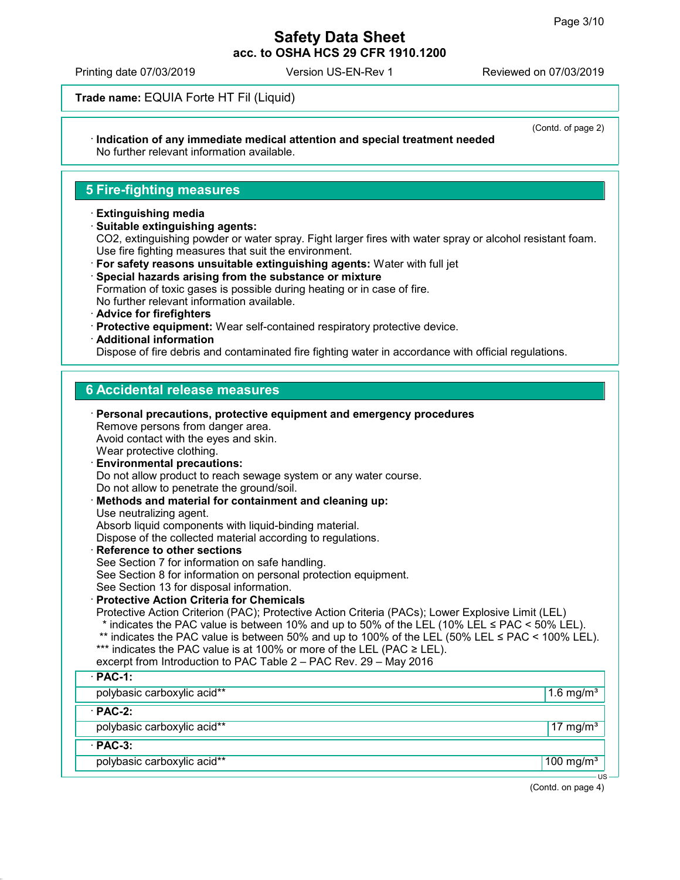# Safety Data Sheet
**acc. to OSHA HCS 29 CFR 1910.1200**

Printing date 07/03/2019 Version US-EN-Rev 1 Reviewed on 07/03/2019

**Trade name:** EQUIA Forte HT Fil (Liquid)

(Contd. of page 2)

· **Indication of any immediate medical attention and special treatment needed**
No further relevant information available.

## 5 Fire-fighting measures

· **Extinguishing media**
· **Suitable extinguishing agents:**
$CO_2$, extinguishing powder or water spray. Fight larger fires with water spray or alcohol resistant foam. Use fire fighting measures that suit the environment.
· **For safety reasons unsuitable extinguishing agents:** Water with full jet
· **Special hazards arising from the substance or mixture**
Formation of toxic gases is possible during heating or in case of fire.
No further relevant information available.
· **Advice for firefighters**
· **Protective equipment:** Wear self-contained respiratory protective device.
· **Additional information**
Dispose of fire debris and contaminated fire fighting water in accordance with official regulations.

## 6 Accidental release measures

· **Personal precautions, protective equipment and emergency procedures**
Remove persons from danger area.
Avoid contact with the eyes and skin.
Wear protective clothing.
· **Environmental precautions:**
Do not allow product to reach sewage system or any water course.
Do not allow to penetrate the ground/soil.
· **Methods and material for containment and cleaning up:**
Use neutralizing agent.
Absorb liquid components with liquid-binding material.
Dispose of the collected material according to regulations.
· **Reference to other sections**
See Section 7 for information on safe handling.
See Section 8 for information on personal protection equipment.
See Section 13 for disposal information.
· **Protective Action Criteria for Chemicals**
Protective Action Criterion (PAC); Protective Action Criteria (PACs); Lower Explosive Limit (LEL)
\* indicates the PAC value is between 10% and up to 50% of the LEL (10% LEL ≤ PAC < 50% LEL).
\*\* indicates the PAC value is between 50% and up to 100% of the LEL (50% LEL ≤ PAC < 100% LEL).
\*\*\* indicates the PAC value is at 100% or more of the LEL (PAC ≥ LEL).
excerpt from Introduction to PAC Table 2 – PAC Rev. 29 – May 2016

| · PAC-1: | |
|---|---|
| polybasic carboxylic acid** | 1.6 mg/m³ |
| **· PAC-2:** | |
| polybasic carboxylic acid** | 17 mg/m³ |
| **· PAC-3:** | |
| polybasic carboxylic acid** | 100 mg/m³ |

(Contd. on page 4)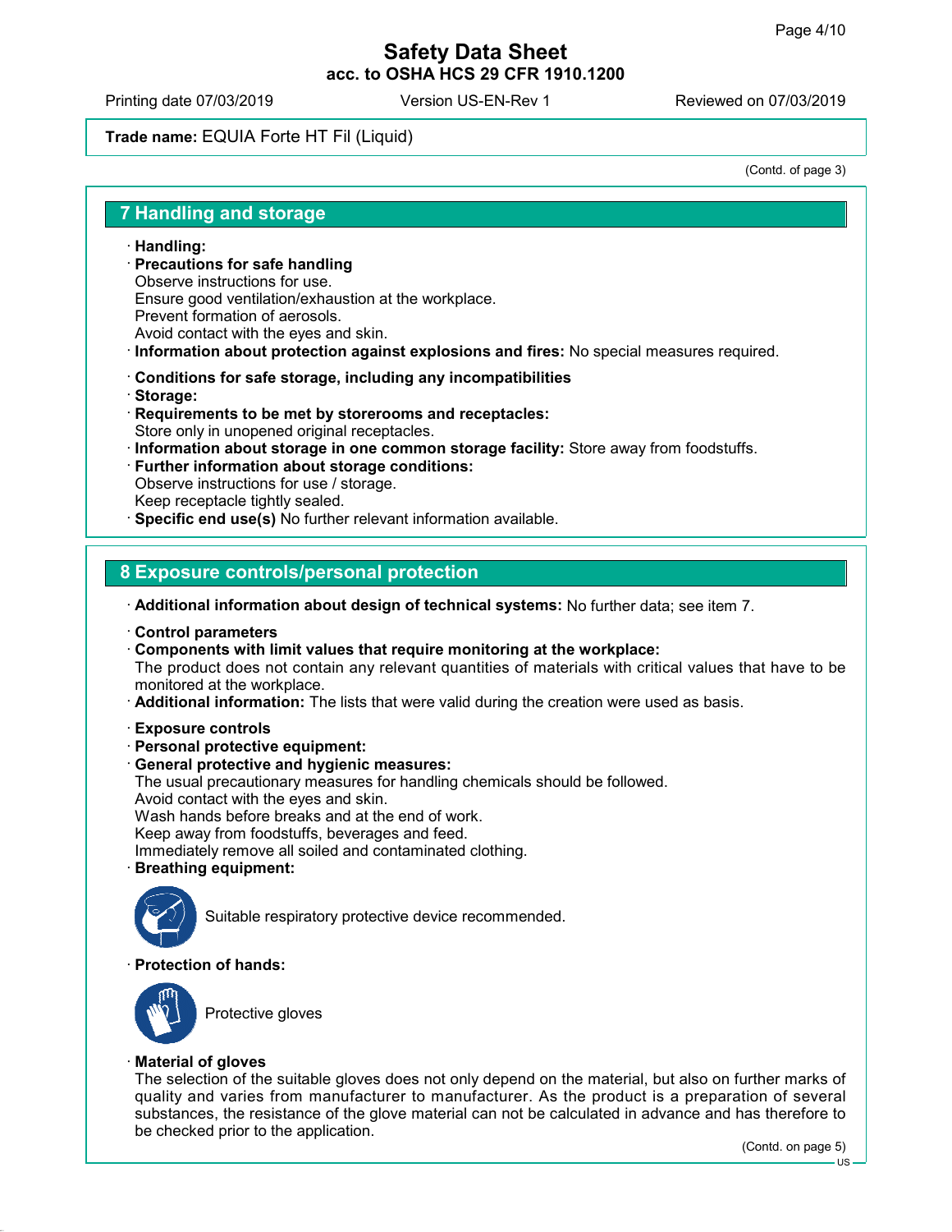Trade name: EQUIA Forte HT Fil (Liquid)

(Contd. of page 3)

## 7 Handling and storage

· **Handling:**
· **Precautions for safe handling**
Observe instructions for use.
Ensure good ventilation/exhaustion at the workplace.
Prevent formation of aerosols.
Avoid contact with the eyes and skin.
· **Information about protection against explosions and fires:** No special measures required.

· **Conditions for safe storage, including any incompatibilities**
· **Storage:**
· **Requirements to be met by storerooms and receptacles:**
Store only in unopened original receptacles.
· **Information about storage in one common storage facility:** Store away from foodstuffs.
· **Further information about storage conditions:**
Observe instructions for use / storage.
Keep receptacle tightly sealed.
· **Specific end use(s)** No further relevant information available.

## 8 Exposure controls/personal protection

· **Additional information about design of technical systems:** No further data; see item 7.

· **Control parameters**
· **Components with limit values that require monitoring at the workplace:**
The product does not contain any relevant quantities of materials with critical values that have to be monitored at the workplace.
· **Additional information:** The lists that were valid during the creation were used as basis.

· **Exposure controls**
· **Personal protective equipment:**
· **General protective and hygienic measures:**
The usual precautionary measures for handling chemicals should be followed.
Avoid contact with the eyes and skin.
Wash hands before breaks and at the end of work.
Keep away from foodstuffs, beverages and feed.
Immediately remove all soiled and contaminated clothing.
· **Breathing equipment:**

Suitable respiratory protective device recommended.

· **Protection of hands:**

Protective gloves

· **Material of gloves**
The selection of the suitable gloves does not only depend on the material, but also on further marks of quality and varies from manufacturer to manufacturer. As the product is a preparation of several substances, the resistance of the glove material can not be calculated in advance and has therefore to be checked prior to the application.

(Contd. on page 5)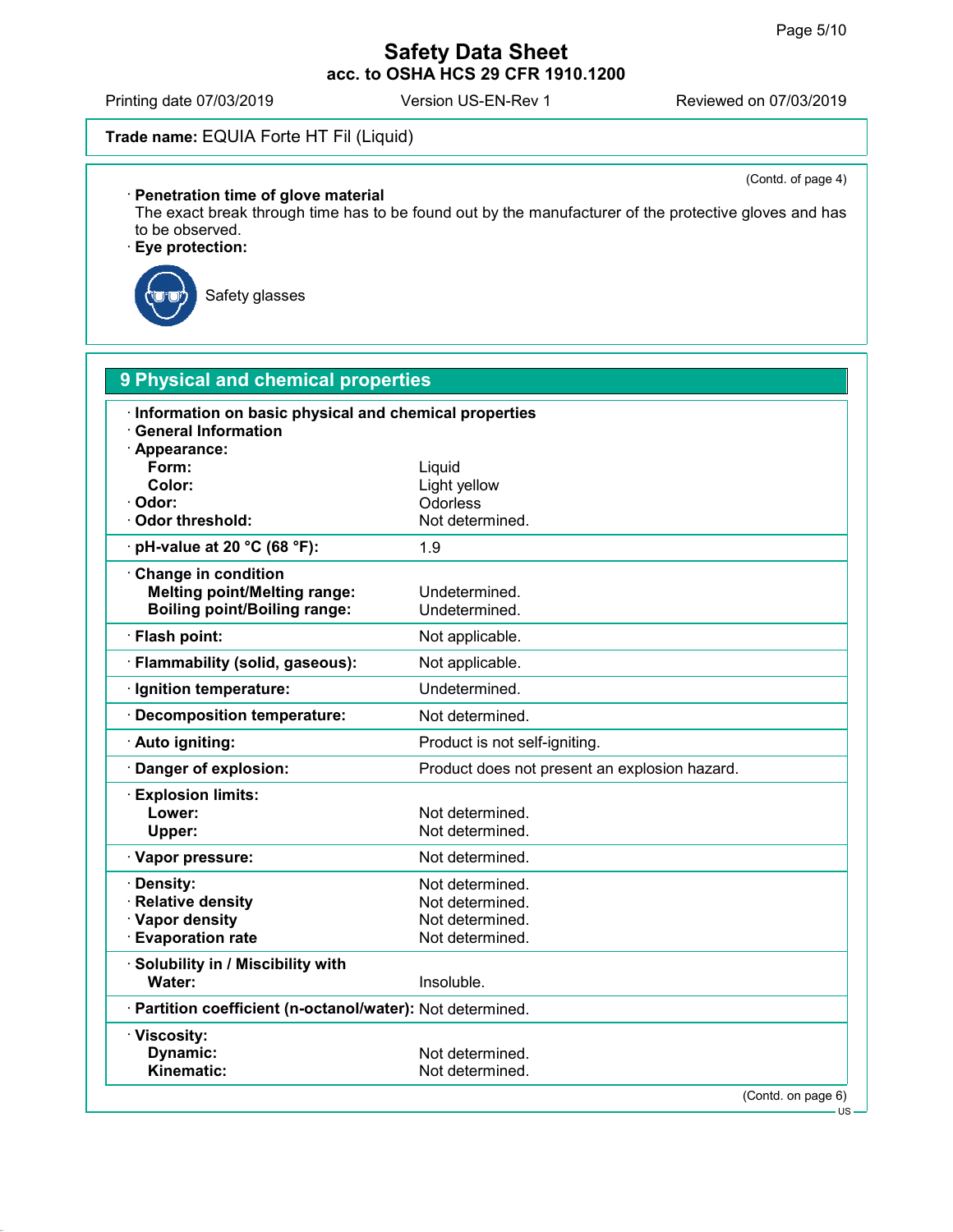**Trade name:** EQUIA Forte HT Fil (Liquid)

(Contd. of page 4)

· **Penetration time of glove material**
The exact break through time has to be found out by the manufacturer of the protective gloves and has to be observed.

· **Eye protection:**

Safety glasses

## 9 Physical and chemical properties

| | |
|---|---|
| · **Information on basic physical and chemical properties** | |
| · **General Information** | |
| · **Appearance:** | |
| **Form:** | Liquid |
| **Color:** | Light yellow |
| · **Odor:** | Odorless |
| · **Odor threshold:** | Not determined. |
| · **pH-value at 20 °C (68 °F):** | 1.9 |
| · **Change in condition** | |
| **Melting point/Melting range:** | Undetermined. |
| **Boiling point/Boiling range:** | Undetermined. |
| · **Flash point:** | Not applicable. |
| · **Flammability (solid, gaseous):** | Not applicable. |
| · **Ignition temperature:** | Undetermined. |
| · **Decomposition temperature:** | Not determined. |
| · **Auto igniting:** | Product is not self-igniting. |
| · **Danger of explosion:** | Product does not present an explosion hazard. |
| · **Explosion limits:** | |
| **Lower:** | Not determined. |
| **Upper:** | Not determined. |
| · **Vapor pressure:** | Not determined. |
| · **Density:** | Not determined. |
| · **Relative density** | Not determined. |
| · **Vapor density** | Not determined. |
| · **Evaporation rate** | Not determined. |
| · **Solubility in / Miscibility with** | |
| **Water:** | Insoluble. |
| · **Partition coefficient (n-octanol/water):** | Not determined. |
| · **Viscosity:** | |
| **Dynamic:** | Not determined. |
| **Kinematic:** | Not determined. |

(Contd. on page 6)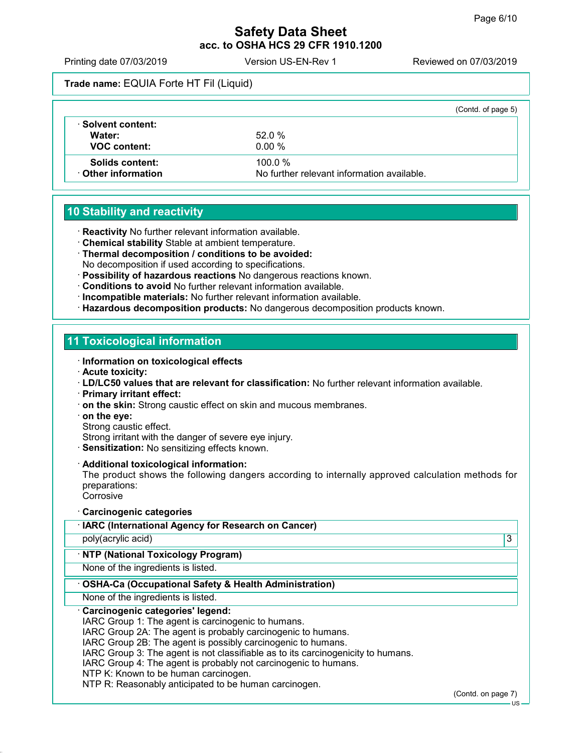Safety Data Sheet
acc. to OSHA HCS 29 CFR 1910.1200

Printing date 07/03/2019 Version US-EN-Rev 1 Reviewed on 07/03/2019

**Trade name:** EQUIA Forte HT Fil (Liquid)

(Contd. of page 5)

| | |
|---|---|
| · **Solvent content:** | |
| **Water:** | 52.0 % |
| **VOC content:** | 0.00 % |
| **Solids content:** | 100.0 % |
| · **Other information** | No further relevant information available. |

## 10 Stability and reactivity

· **Reactivity** No further relevant information available.
· **Chemical stability** Stable at ambient temperature.
· **Thermal decomposition / conditions to be avoided:**
No decomposition if used according to specifications.
· **Possibility of hazardous reactions** No dangerous reactions known.
· **Conditions to avoid** No further relevant information available.
· **Incompatible materials:** No further relevant information available.
· **Hazardous decomposition products:** No dangerous decomposition products known.

## 11 Toxicological information

· **Information on toxicological effects**
· **Acute toxicity:**
· **LD/LC50 values that are relevant for classification:** No further relevant information available.
· **Primary irritant effect:**
· **on the skin:** Strong caustic effect on skin and mucous membranes.
· **on the eye:**
Strong caustic effect.
Strong irritant with the danger of severe eye injury.
· **Sensitization:** No sensitizing effects known.

· **Additional toxicological information:**
The product shows the following dangers according to internally approved calculation methods for preparations:
Corrosive

· **Carcinogenic categories**

| · **IARC (International Agency for Research on Cancer)** | |
|---|---|
| poly(acrylic acid) | 3 |

| · **NTP (National Toxicology Program)** |
|---|
| None of the ingredients is listed. |

| · **OSHA-Ca (Occupational Safety & Health Administration)** |
|---|
| None of the ingredients is listed. |

· **Carcinogenic categories' legend:**
IARC Group 1: The agent is carcinogenic to humans.
IARC Group 2A: The agent is probably carcinogenic to humans.
IARC Group 2B: The agent is possibly carcinogenic to humans.
IARC Group 3: The agent is not classifiable as to its carcinogenicity to humans.
IARC Group 4: The agent is probably not carcinogenic to humans.
NTP K: Known to be human carcinogen.
NTP R: Reasonably anticipated to be human carcinogen.

(Contd. on page 7)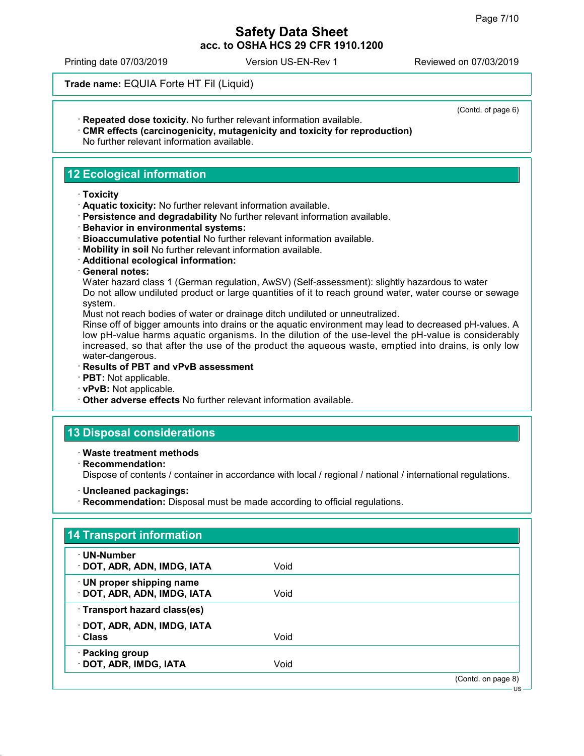Trade name: EQUIA Forte HT Fil (Liquid)

(Contd. of page 6)

· **Repeated dose toxicity.** No further relevant information available.
· **CMR effects (carcinogenicity, mutagenicity and toxicity for reproduction)**
No further relevant information available.

## 12 Ecological information

· **Toxicity**
· **Aquatic toxicity:** No further relevant information available.
· **Persistence and degradability** No further relevant information available.
· **Behavior in environmental systems:**
· **Bioaccumulative potential** No further relevant information available.
· **Mobility in soil** No further relevant information available.
· **Additional ecological information:**
· **General notes:**
Water hazard class 1 (German regulation, AwSV) (Self-assessment): slightly hazardous to water
Do not allow undiluted product or large quantities of it to reach ground water, water course or sewage system.
Must not reach bodies of water or drainage ditch undiluted or unneutralized.
Rinse off of bigger amounts into drains or the aquatic environment may lead to decreased pH-values. A low pH-value harms aquatic organisms. In the dilution of the use-level the pH-value is considerably increased, so that after the use of the product the aqueous waste, emptied into drains, is only low water-dangerous.
· **Results of PBT and vPvB assessment**
· **PBT:** Not applicable.
· **vPvB:** Not applicable.
· **Other adverse effects** No further relevant information available.

## 13 Disposal considerations

· **Waste treatment methods**
· **Recommendation:**
Dispose of contents / container in accordance with local / regional / national / international regulations.

· **Uncleaned packagings:**
· **Recommendation:** Disposal must be made according to official regulations.

## 14 Transport information

| | |
|---|---|
| · **UN-Number** | |
| · **DOT, ADR, ADN, IMDG, IATA** | Void |
| · **UN proper shipping name** | |
| · **DOT, ADR, ADN, IMDG, IATA** | Void |
| · **Transport hazard class(es)** | |
| · **DOT, ADR, ADN, IMDG, IATA** | |
| · **Class** | Void |
| · **Packing group** | |
| · **DOT, ADR, IMDG, IATA** | Void |

(Contd. on page 8)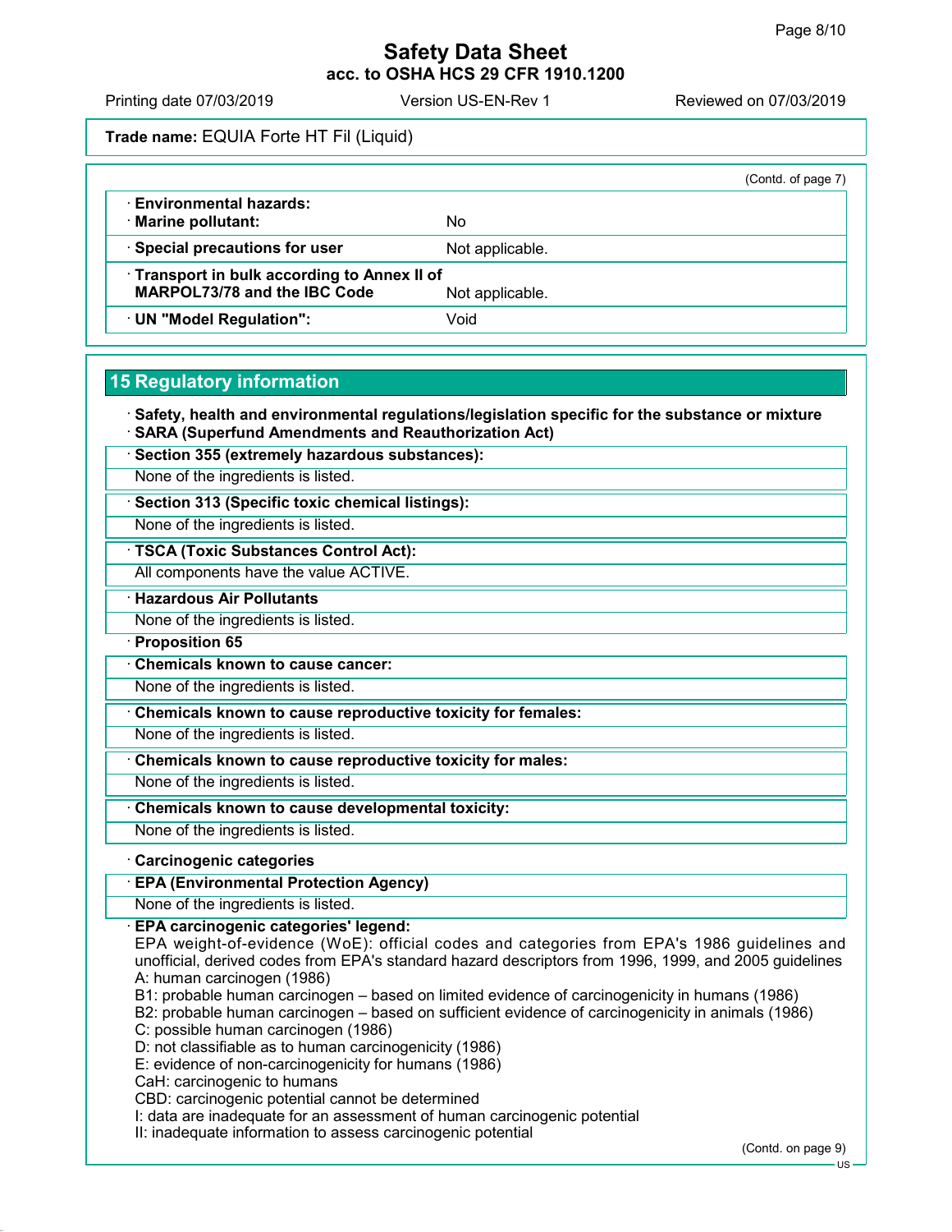(Contd. of page 7)

| | |
|---|---|
| · **Environmental hazards:** | |
| · **Marine pollutant:** | No |
| · **Special precautions for user** | Not applicable. |
| · **Transport in bulk according to Annex II of MARPOL73/78 and the IBC Code** | Not applicable. |
| · **UN "Model Regulation":** | Void |

## 15 Regulatory information

· **Safety, health and environmental regulations/legislation specific for the substance or mixture**

· **SARA (Superfund Amendments and Reauthorization Act)**

· **Section 355 (extremely hazardous substances):**

None of the ingredients is listed.

· **Section 313 (Specific toxic chemical listings):**

None of the ingredients is listed.

· **TSCA (Toxic Substances Control Act):**

All components have the value ACTIVE.

· **Hazardous Air Pollutants**

None of the ingredients is listed.

· **Proposition 65**

· **Chemicals known to cause cancer:**

None of the ingredients is listed.

· **Chemicals known to cause reproductive toxicity for females:**

None of the ingredients is listed.

· **Chemicals known to cause reproductive toxicity for males:**

None of the ingredients is listed.

· **Chemicals known to cause developmental toxicity:**

None of the ingredients is listed.

· **Carcinogenic categories**

· **EPA (Environmental Protection Agency)**

None of the ingredients is listed.

· **EPA carcinogenic categories' legend:**

EPA weight-of-evidence (WoE): official codes and categories from EPA's 1986 guidelines and unofficial, derived codes from EPA's standard hazard descriptors from 1996, 1999, and 2005 guidelines

A: human carcinogen (1986)
B1: probable human carcinogen – based on limited evidence of carcinogenicity in humans (1986)
B2: probable human carcinogen – based on sufficient evidence of carcinogenicity in animals (1986)
C: possible human carcinogen (1986)
D: not classifiable as to human carcinogenicity (1986)
E: evidence of non-carcinogenicity for humans (1986)
CaH: carcinogenic to humans
CBD: carcinogenic potential cannot be determined
I: data are inadequate for an assessment of human carcinogenic potential
II: inadequate information to assess carcinogenic potential

(Contd. on page 9)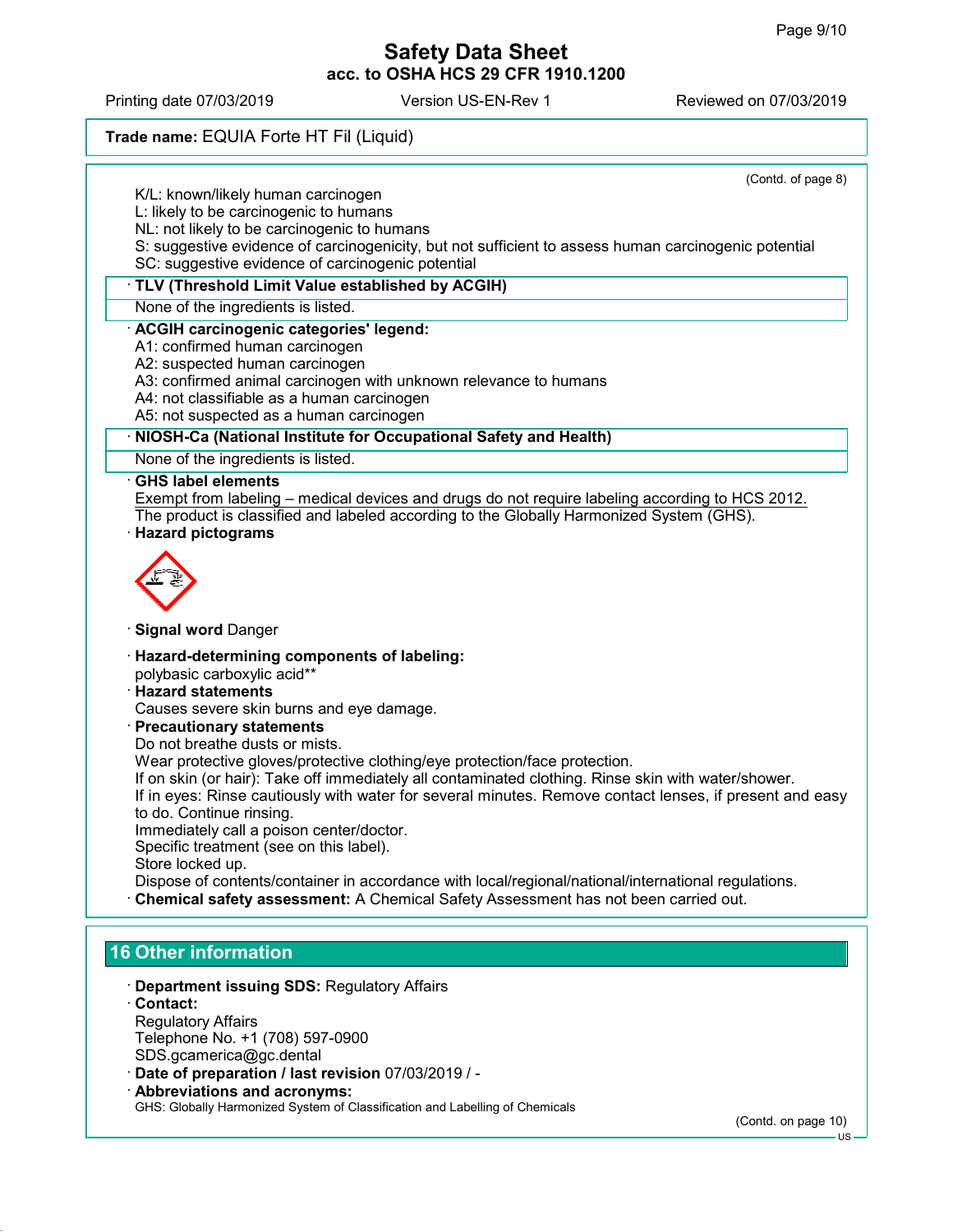(Contd. of page 8)

K/L: known/likely human carcinogen
L: likely to be carcinogenic to humans
NL: not likely to be carcinogenic to humans
S: suggestive evidence of carcinogenicity, but not sufficient to assess human carcinogenic potential
SC: suggestive evidence of carcinogenic potential

· **TLV (Threshold Limit Value established by ACGIH)**

None of the ingredients is listed.

· **ACGIH carcinogenic categories' legend:**

A1: confirmed human carcinogen
A2: suspected human carcinogen
A3: confirmed animal carcinogen with unknown relevance to humans
A4: not classifiable as a human carcinogen
A5: not suspected as a human carcinogen

· **NIOSH-Ca (National Institute for Occupational Safety and Health)**

None of the ingredients is listed.

· **GHS label elements**

Exempt from labeling – medical devices and drugs do not require labeling according to HCS 2012.
The product is classified and labeled according to the Globally Harmonized System (GHS).

· **Hazard pictograms**

· **Signal word** Danger

· **Hazard-determining components of labeling:**

polybasic carboxylic acid**

· **Hazard statements**

Causes severe skin burns and eye damage.

· **Precautionary statements**

Do not breathe dusts or mists.
Wear protective gloves/protective clothing/eye protection/face protection.
If on skin (or hair): Take off immediately all contaminated clothing. Rinse skin with water/shower.
If in eyes: Rinse cautiously with water for several minutes. Remove contact lenses, if present and easy to do. Continue rinsing.
Immediately call a poison center/doctor.
Specific treatment (see on this label).
Store locked up.
Dispose of contents/container in accordance with local/regional/national/international regulations.

· **Chemical safety assessment:** A Chemical Safety Assessment has not been carried out.

## 16 Other information

· **Department issuing SDS:** Regulatory Affairs

· **Contact:**

Regulatory Affairs
Telephone No. +1 (708) 597-0900
SDS.gcamerica@gc.dental

· **Date of preparation / last revision** 07/03/2019 / -

· **Abbreviations and acronyms:**

GHS: Globally Harmonized System of Classification and Labelling of Chemicals

(Contd. on page 10)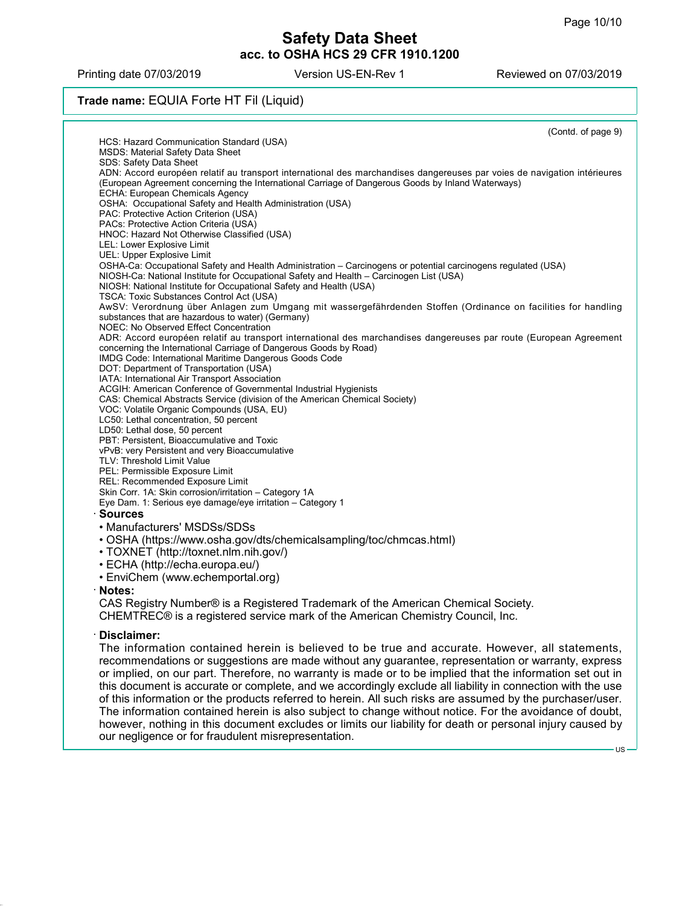(Contd. of page 9)

HCS: Hazard Communication Standard (USA)
MSDS: Material Safety Data Sheet
SDS: Safety Data Sheet
ADN: Accord européen relatif au transport international des marchandises dangereuses par voies de navigation intérieures (European Agreement concerning the International Carriage of Dangerous Goods by Inland Waterways)
ECHA: European Chemicals Agency
OSHA: Occupational Safety and Health Administration (USA)
PAC: Protective Action Criterion (USA)
PACs: Protective Action Criteria (USA)
HNOC: Hazard Not Otherwise Classified (USA)
LEL: Lower Explosive Limit
UEL: Upper Explosive Limit
OSHA-Ca: Occupational Safety and Health Administration – Carcinogens or potential carcinogens regulated (USA)
NIOSH-Ca: National Institute for Occupational Safety and Health – Carcinogen List (USA)
NIOSH: National Institute for Occupational Safety and Health (USA)
TSCA: Toxic Substances Control Act (USA)
AwSV: Verordnung über Anlagen zum Umgang mit wassergefährdenden Stoffen (Ordinance on facilities for handling substances that are hazardous to water) (Germany)
NOEC: No Observed Effect Concentration
ADR: Accord européen relatif au transport international des marchandises dangereuses par route (European Agreement concerning the International Carriage of Dangerous Goods by Road)
IMDG Code: International Maritime Dangerous Goods Code
DOT: Department of Transportation (USA)
IATA: International Air Transport Association
ACGIH: American Conference of Governmental Industrial Hygienists
CAS: Chemical Abstracts Service (division of the American Chemical Society)
VOC: Volatile Organic Compounds (USA, EU)
LC50: Lethal concentration, 50 percent
LD50: Lethal dose, 50 percent
PBT: Persistent, Bioaccumulative and Toxic
vPvB: very Persistent and very Bioaccumulative
TLV: Threshold Limit Value
PEL: Permissible Exposure Limit
REL: Recommended Exposure Limit
Skin Corr. 1A: Skin corrosion/irritation – Category 1A
Eye Dam. 1: Serious eye damage/eye irritation – Category 1

· **Sources**

- Manufacturers' MSDSs/SDSs
- OSHA (https://www.osha.gov/dts/chemicalsampling/toc/chmcas.html)
- TOXNET (http://toxnet.nlm.nih.gov/)
- ECHA (http://echa.europa.eu/)
- EnviChem (www.echemportal.org)

· **Notes:**

CAS Registry Number® is a Registered Trademark of the American Chemical Society.
CHEMTREC® is a registered service mark of the American Chemistry Council, Inc.

· **Disclaimer:**

The information contained herein is believed to be true and accurate. However, all statements, recommendations or suggestions are made without any guarantee, representation or warranty, express or implied, on our part. Therefore, no warranty is made or to be implied that the information set out in this document is accurate or complete, and we accordingly exclude all liability in connection with the use of this information or the products referred to herein. All such risks are assumed by the purchaser/user. The information contained herein is also subject to change without notice. For the avoidance of doubt, however, nothing in this document excludes or limits our liability for death or personal injury caused by our negligence or for fraudulent misrepresentation.